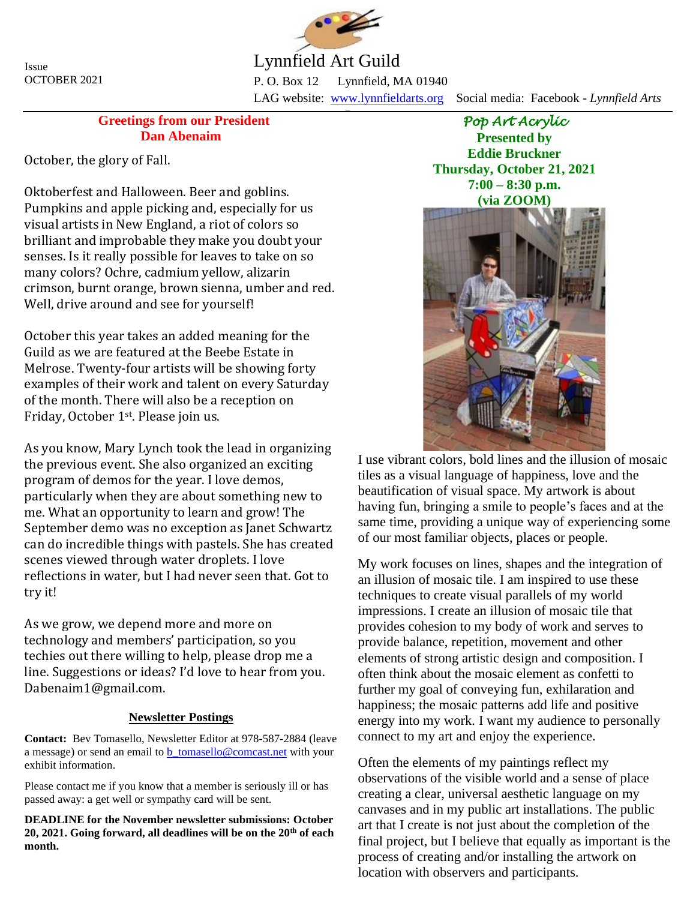Issue
OCTOBER 2021

# Lynnfield Art Guild

P. O. Box 12 Lynnfield, MA 01940

LAG website: [www.lynnfieldarts.org](http://www.lynnfieldarts.org) Social media: Facebook - *Lynnfield Arts*

## Greetings from our President
## Dan Abenaim

October, the glory of Fall.

Oktoberfest and Halloween. Beer and goblins. Pumpkins and apple picking and, especially for us visual artists in New England, a riot of colors so brilliant and improbable they make you doubt your senses. Is it really possible for leaves to take on so many colors? Ochre, cadmium yellow, alizarin crimson, burnt orange, brown sienna, umber and red. Well, drive around and see for yourself!

October this year takes an added meaning for the Guild as we are featured at the Beebe Estate in Melrose. Twenty-four artists will be showing forty examples of their work and talent on every Saturday of the month. There will also be a reception on Friday, October 1st. Please join us.

As you know, Mary Lynch took the lead in organizing the previous event. She also organized an exciting program of demos for the year. I love demos, particularly when they are about something new to me. What an opportunity to learn and grow! The September demo was no exception as Janet Schwartz can do incredible things with pastels. She has created scenes viewed through water droplets. I love reflections in water, but I had never seen that. Got to try it!

As we grow, we depend more and more on technology and members' participation, so you techies out there willing to help, please drop me a line. Suggestions or ideas? I'd love to hear from you. Dabenaim1@gmail.com.

### Newsletter Postings

**Contact:** Bev Tomasello, Newsletter Editor at 978-587-2884 (leave a message) or send an email to [b_tomasello@comcast.net](mailto:b_tomasello@comcast.net) with your exhibit information.

Please contact me if you know that a member is seriously ill or has passed away: a get well or sympathy card will be sent.

**DEADLINE for the November newsletter submissions: October 20, 2021. Going forward, all deadlines will be on the 20th of each month.**

## *Pop Art Acrylic*

**Presented by**
**Eddie Bruckner**
**Thursday, October 21, 2021**
**7:00 – 8:30 p.m.**
**(via ZOOM)**

I use vibrant colors, bold lines and the illusion of mosaic tiles as a visual language of happiness, love and the beautification of visual space. My artwork is about having fun, bringing a smile to people's faces and at the same time, providing a unique way of experiencing some of our most familiar objects, places or people.

My work focuses on lines, shapes and the integration of an illusion of mosaic tile. I am inspired to use these techniques to create visual parallels of my world impressions. I create an illusion of mosaic tile that provides cohesion to my body of work and serves to provide balance, repetition, movement and other elements of strong artistic design and composition. I often think about the mosaic element as confetti to further my goal of conveying fun, exhilaration and happiness; the mosaic patterns add life and positive energy into my work. I want my audience to personally connect to my art and enjoy the experience.

Often the elements of my paintings reflect my observations of the visible world and a sense of place creating a clear, universal aesthetic language on my canvases and in my public art installations. The public art that I create is not just about the completion of the final project, but I believe that equally as important is the process of creating and/or installing the artwork on location with observers and participants.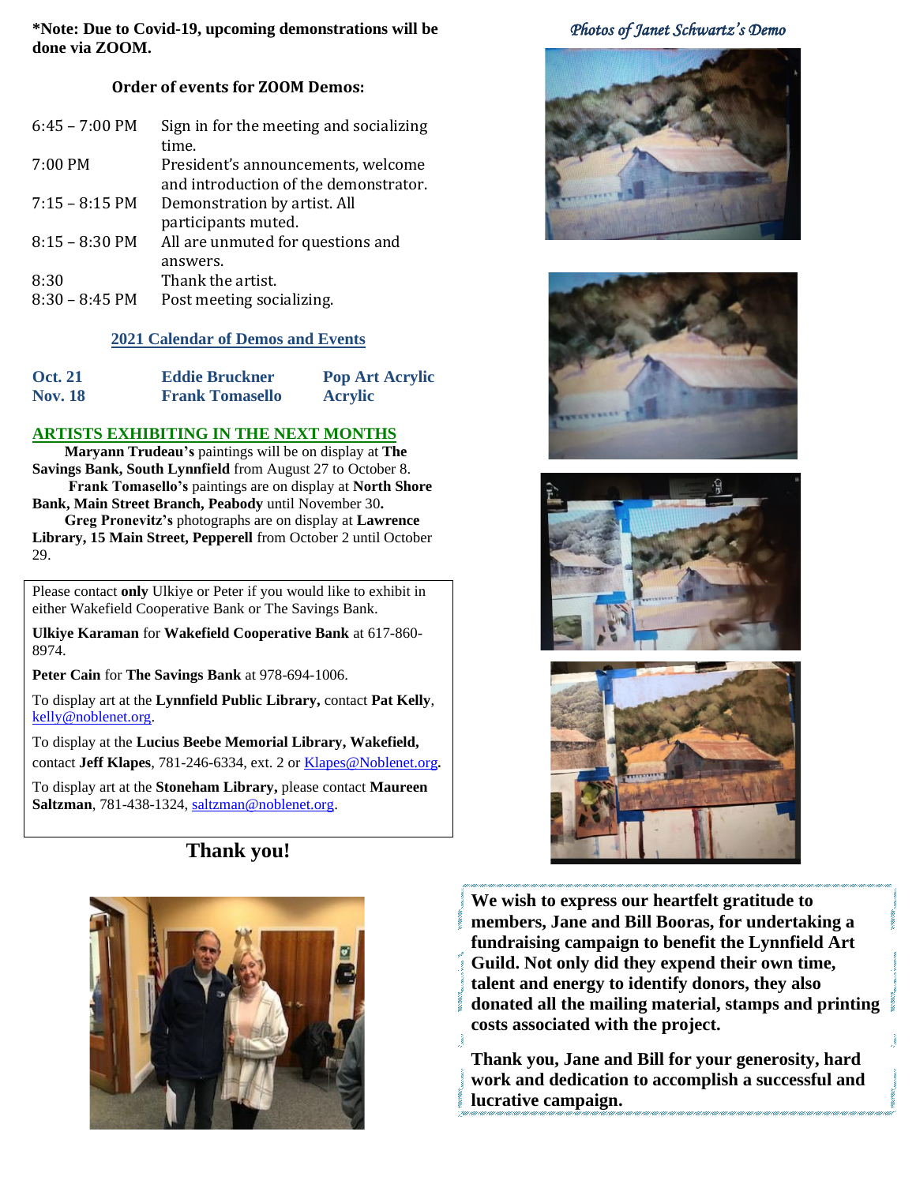**\*Note: Due to Covid-19, upcoming demonstrations will be done via ZOOM.**

### Order of events for ZOOM Demos:

| | |
|---|---|
| 6:45 – 7:00 PM | Sign in for the meeting and socializing time. |
| 7:00 PM | President's announcements, welcome and introduction of the demonstrator. |
| 7:15 – 8:15 PM | Demonstration by artist. All participants muted. |
| 8:15 – 8:30 PM | All are unmuted for questions and answers. |
| 8:30 | Thank the artist. |
| 8:30 – 8:45 PM | Post meeting socializing. |

### 2021 Calendar of Demos and Events

| | | |
|---|---|---|
| **Oct. 21** | **Eddie Bruckner** | **Pop Art Acrylic** |
| **Nov. 18** | **Frank Tomasello** | **Acrylic** |

## ARTISTS EXHIBITING IN THE NEXT MONTHS

**Maryann Trudeau's** paintings will be on display at **The Savings Bank, South Lynnfield** from August 27 to October 8.

**Frank Tomasello's** paintings are on display at **North Shore Bank, Main Street Branch, Peabody** until November 30**.**

**Greg Pronevitz's** photographs are on display at **Lawrence Library, 15 Main Street, Pepperell** from October 2 until October 29.

Please contact **only** Ulkiye or Peter if you would like to exhibit in either Wakefield Cooperative Bank or The Savings Bank.

**Ulkiye Karaman** for **Wakefield Cooperative Bank** at 617-860-8974.

**Peter Cain** for **The Savings Bank** at 978-694-1006.

To display art at the **Lynnfield Public Library,** contact **Pat Kelly**, kelly@noblenet.org.

To display at the **Lucius Beebe Memorial Library, Wakefield,** contact **Jeff Klapes**, 781-246-6334, ext. 2 or Klapes@Noblenet.org**.**

To display art at the **Stoneham Library,** please contact **Maureen Saltzman**, 781-438-1324, saltzman@noblenet.org.

*Photos of Janet Schwartz's Demo*

## Thank you!

**We wish to express our heartfelt gratitude to members, Jane and Bill Booras, for undertaking a fundraising campaign to benefit the Lynnfield Art Guild. Not only did they expend their own time, talent and energy to identify donors, they also donated all the mailing material, stamps and printing costs associated with the project.**

**Thank you, Jane and Bill for your generosity, hard work and dedication to accomplish a successful and lucrative campaign.**